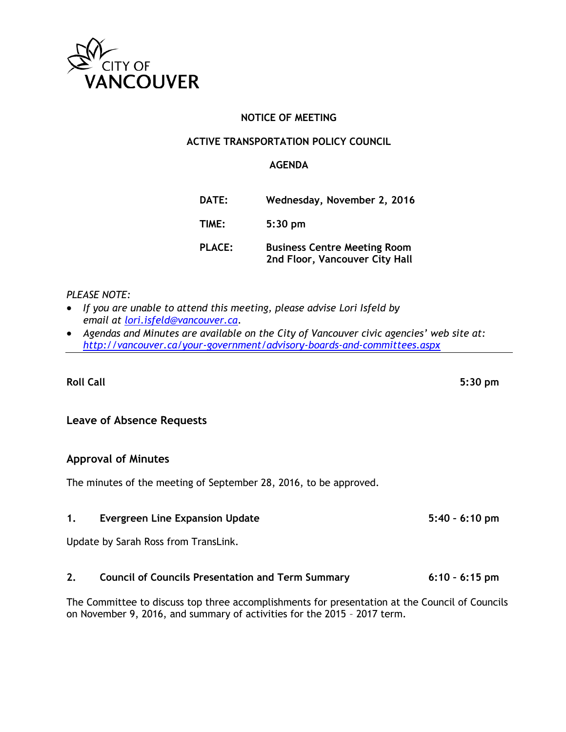CITY OF
VANCOUVER

# NOTICE OF MEETING

## ACTIVE TRANSPORTATION POLICY COUNCIL

## AGENDA

**DATE:** **Wednesday, November 2, 2016**

**TIME:** **5:30 pm**

**PLACE:** **Business Centre Meeting Room**
**2nd Floor, Vancouver City Hall**

*PLEASE NOTE:*

- *If you are unable to attend this meeting, please advise Lori Isfeld by email at lori.isfeld@vancouver.ca.*
- *Agendas and Minutes are available on the City of Vancouver civic agencies' web site at: http://vancouver.ca/your-government/advisory-boards-and-committees.aspx*

---

**Roll Call** **5:30 pm**

### Leave of Absence Requests

### Approval of Minutes

The minutes of the meeting of September 28, 2016, to be approved.

**1. Evergreen Line Expansion Update** **5:40 – 6:10 pm**

Update by Sarah Ross from TransLink.

**2. Council of Councils Presentation and Term Summary** **6:10 – 6:15 pm**

The Committee to discuss top three accomplishments for presentation at the Council of Councils on November 9, 2016, and summary of activities for the 2015 – 2017 term.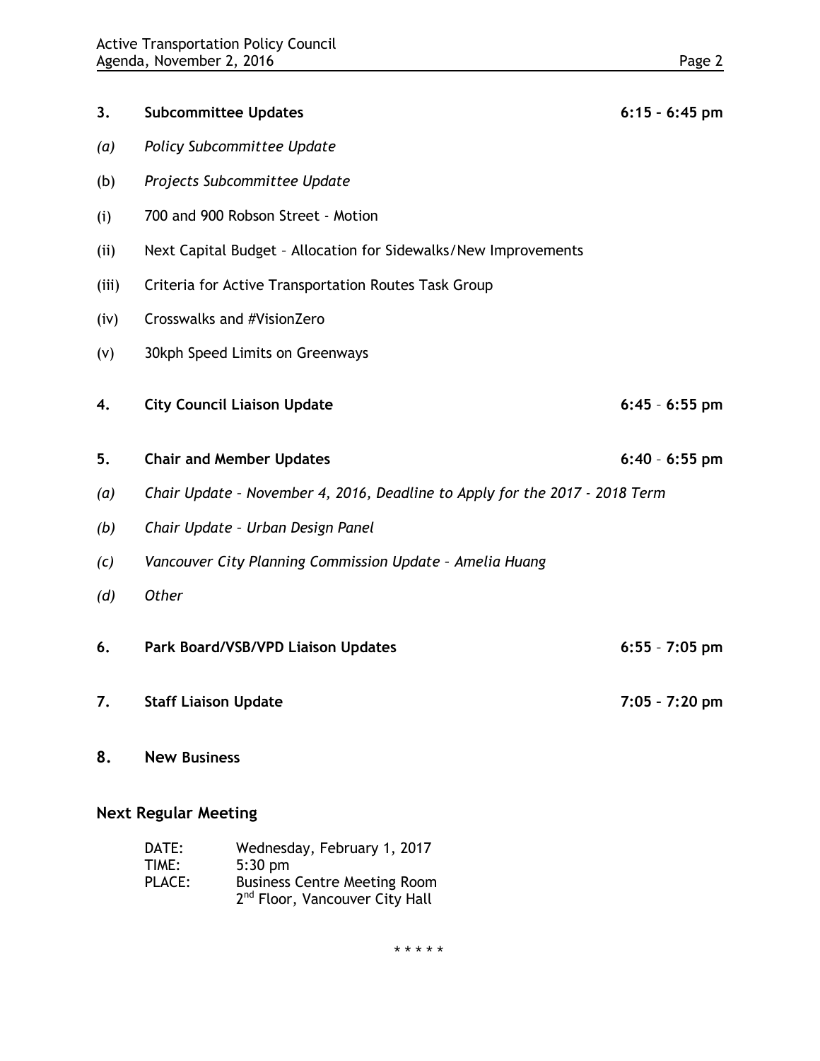**3. Subcommittee Updates** **6:15 – 6:45 pm**

*(a) Policy Subcommittee Update*

(b) *Projects Subcommittee Update*

(i) 700 and 900 Robson Street - Motion

(ii) Next Capital Budget – Allocation for Sidewalks/New Improvements

(iii) Criteria for Active Transportation Routes Task Group

(iv) Crosswalks and #VisionZero

(v) 30kph Speed Limits on Greenways

**4. City Council Liaison Update** **6:45 – 6:55 pm**

**5. Chair and Member Updates** **6:40 – 6:55 pm**

*(a) Chair Update – November 4, 2016, Deadline to Apply for the 2017 - 2018 Term*

*(b) Chair Update – Urban Design Panel*

*(c) Vancouver City Planning Commission Update – Amelia Huang*

*(d) Other*

**6. Park Board/VSB/VPD Liaison Updates** **6:55 – 7:05 pm**

**7. Staff Liaison Update** **7:05 – 7:20 pm**

**8. New Business**

## Next Regular Meeting

DATE: Wednesday, February 1, 2017
TIME: 5:30 pm
PLACE: Business Centre Meeting Room
2nd Floor, Vancouver City Hall

* * * * *